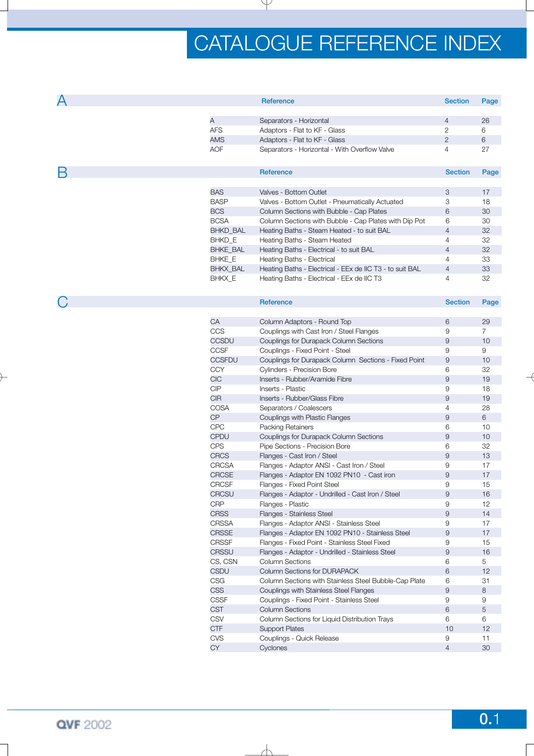# CATALOGUE REFERENCE INDEX

## A

| | Reference | Section | Page |
|---|---|---|---|
| A | Separators - Horizontal | 4 | 26 |
| AFS | Adaptors - Flat to KF - Glass | 2 | 6 |
| AMS | Adaptors - Flat to KF - Glass | 2 | 6 |
| AOF | Separators - Horizontal - With Overflow Valve | 4 | 27 |

## B

| | Reference | Section | Page |
|---|---|---|---|
| BAS | Valves - Bottom Outlet | 3 | 17 |
| BASP | Valves - Bottom Outlet - Pneumatically Actuated | 3 | 18 |
| BCS | Column Sections with Bubble - Cap Plates | 6 | 30 |
| BCSA | Column Sections with Bubble - Cap Plates with Dip Pot | 6 | 30 |
| BHKD_BAL | Heating Baths - Steam Heated - to suit BAL | 4 | 32 |
| BHKD_E | Heating Baths - Steam Heated | 4 | 32 |
| BHKE_BAL | Heating Baths - Electrical - to suit BAL | 4 | 32 |
| BHKE_E | Heating Baths - Electrical | 4 | 33 |
| BHKX_BAL | Heating Baths - Electrical - EEx de IIC T3 - to suit BAL | 4 | 33 |
| BHKX_E | Heating Baths - Electrical - EEx de IIC T3 | 4 | 32 |

## C

| | Reference | Section | Page |
|---|---|---|---|
| CA | Column Adaptors - Round Top | 6 | 29 |
| CCS | Couplings with Cast Iron / Steel Flanges | 9 | 7 |
| CCSDU | Couplings for Durapack Column Sections | 9 | 10 |
| CCSF | Couplings - Fixed Point - Steel | 9 | 9 |
| CCSFDU | Couplings for Durapack Column Sections - Fixed Point | 9 | 10 |
| CCY | Cylinders - Precision Bore | 6 | 32 |
| CIC | Inserts - Rubber/Aramide Fibre | 9 | 19 |
| CIP | Inserts - Plastic | 9 | 18 |
| CIR | Inserts - Rubber/Glass Fibre | 9 | 19 |
| COSA | Separators / Coalescers | 4 | 28 |
| CP | Couplings with Plastic Flanges | 9 | 6 |
| CPC | Packing Retainers | 6 | 10 |
| CPDU | Couplings for Durapack Column Sections | 9 | 10 |
| CPS | Pipe Sections - Precision Bore | 6 | 32 |
| CRCS | Flanges - Cast Iron / Steel | 9 | 13 |
| CRCSA | Flanges - Adaptor ANSI - Cast Iron / Steel | 9 | 17 |
| CRCSE | Flanges - Adaptor EN 1092 PN10 - Cast iron | 9 | 17 |
| CRCSF | Flanges - Fixed Point Steel | 9 | 15 |
| CRCSU | Flanges - Adaptor - Undrilled - Cast Iron / Steel | 9 | 16 |
| CRP | Flanges - Plastic | 9 | 12 |
| CRSS | Flanges - Stainless Steel | 9 | 14 |
| CRSSA | Flanges - Adaptor ANSI - Stainless Steel | 9 | 17 |
| CRSSE | Flanges - Adaptor EN 1092 PN10 - Stainless Steel | 9 | 17 |
| CRSSF | Flanges - Fixed Point - Stainless Steel Fixed | 9 | 15 |
| CRSSU | Flanges - Adaptor - Undrilled - Stainless Steel | 9 | 16 |
| CS, CSN | Column Sections | 6 | 5 |
| CSDU | Column Sections for DURAPACK | 6 | 12 |
| CSG | Column Sections with Stainless Steel Bubble-Cap Plate | 6 | 31 |
| CSS | Couplings with Stainless Steel Flanges | 9 | 8 |
| CSSF | Couplings - Fixed Point - Stainless Steel | 9 | 9 |
| CST | Column Sections | 6 | 5 |
| CSV | Column Sections for Liquid Distribution Trays | 6 | 6 |
| CTF | Support Plates | 10 | 12 |
| CVS | Couplings - Quick Release | 9 | 11 |
| CY | Cyclones | 4 | 30 |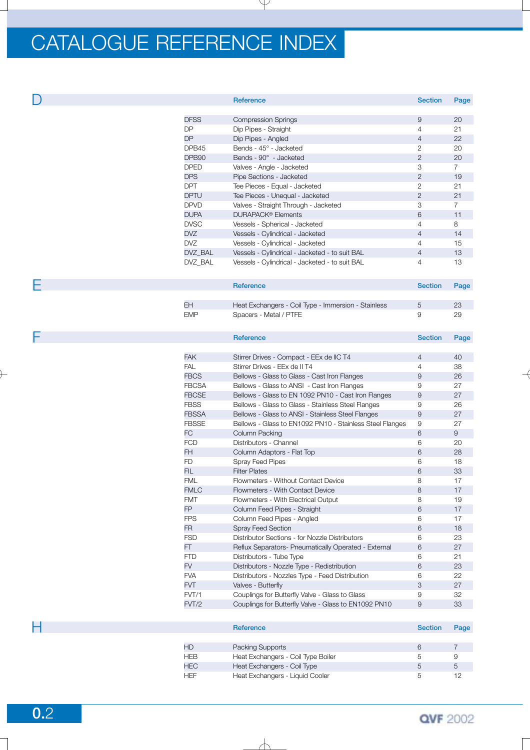# CATALOGUE REFERENCE INDEX

## D

| | Reference | Section | Page |
|---|---|---|---|
| DFSS | Compression Springs | 9 | 20 |
| DP | Dip Pipes - Straight | 4 | 21 |
| DP | Dip Pipes - Angled | 4 | 22 |
| DPB45 | Bends - 45° - Jacketed | 2 | 20 |
| DPB90 | Bends - 90° - Jacketed | 2 | 20 |
| DPED | Valves - Angle - Jacketed | 3 | 7 |
| DPS | Pipe Sections - Jacketed | 2 | 19 |
| DPT | Tee Pieces - Equal - Jacketed | 2 | 21 |
| DPTU | Tee Pieces - Unequal - Jacketed | 2 | 21 |
| DPVD | Valves - Straight Through - Jacketed | 3 | 7 |
| DUPA | DURAPACK® Elements | 6 | 11 |
| DVSC | Vessels - Spherical - Jacketed | 4 | 8 |
| DVZ | Vessels - Cylindrical - Jacketed | 4 | 14 |
| DVZ | Vessels - Cylindrical - Jacketed | 4 | 15 |
| DVZ_BAL | Vessels - Cylindrical - Jacketed - to suit BAL | 4 | 13 |
| DVZ_BAL | Vessels - Cylindrical - Jacketed - to suit BAL | 4 | 13 |

## E

| | Reference | Section | Page |
|---|---|---|---|
| EH | Heat Exchangers - Coil Type - Immersion - Stainless | 5 | 23 |
| EMP | Spacers - Metal / PTFE | 9 | 29 |

## F

| | Reference | Section | Page |
|---|---|---|---|
| FAK | Stirrer Drives - Compact - EEx de IIC T4 | 4 | 40 |
| FAL | Stirrer Drives - EEx de II T4 | 4 | 38 |
| FBCS | Bellows - Glass to Glass - Cast Iron Flanges | 9 | 26 |
| FBCSA | Bellows - Glass to ANSI - Cast Iron Flanges | 9 | 27 |
| FBCSE | Bellows - Glass to EN 1092 PN10 - Cast Iron Flanges | 9 | 27 |
| FBSS | Bellows - Glass to Glass - Stainless Steel Flanges | 9 | 26 |
| FBSSA | Bellows - Glass to ANSI - Stainless Steel Flanges | 9 | 27 |
| FBSSE | Bellows - Glass to EN1092 PN10 - Stainless Steel Flanges | 9 | 27 |
| FC | Column Packing | 6 | 9 |
| FCD | Distributors - Channel | 6 | 20 |
| FH | Column Adaptors - Flat Top | 6 | 28 |
| FD | Spray Feed Pipes | 6 | 18 |
| FIL | Filter Plates | 6 | 33 |
| FML | Flowmeters - Without Contact Device | 8 | 17 |
| FMLC | Flowmeters - With Contact Device | 8 | 17 |
| FMT | Flowmeters - With Electrical Output | 8 | 19 |
| FP | Column Feed Pipes - Straight | 6 | 17 |
| FPS | Column Feed Pipes - Angled | 6 | 17 |
| FR | Spray Feed Section | 6 | 18 |
| FSD | Distributor Sections - for Nozzle Distributors | 6 | 23 |
| FT | Reflux Separators- Pneumatically Operated - External | 6 | 27 |
| FTD | Distributors - Tube Type | 6 | 21 |
| FV | Distributors - Nozzle Type - Redistribution | 6 | 23 |
| FVA | Distributors - Nozzles Type - Feed Distribution | 6 | 22 |
| FVT | Valves - Butterfly | 3 | 27 |
| FVT/1 | Couplings for Butterfly Valve - Glass to Glass | 9 | 32 |
| FVT/2 | Couplings for Butterfly Valve - Glass to EN1092 PN10 | 9 | 33 |

## H

| | Reference | Section | Page |
|---|---|---|---|
| HD | Packing Supports | 6 | 7 |
| HEB | Heat Exchangers - Coil Type Boiler | 5 | 9 |
| HEC | Heat Exchangers - Coil Type | 5 | 5 |
| HEF | Heat Exchangers - Liquid Cooler | 5 | 12 |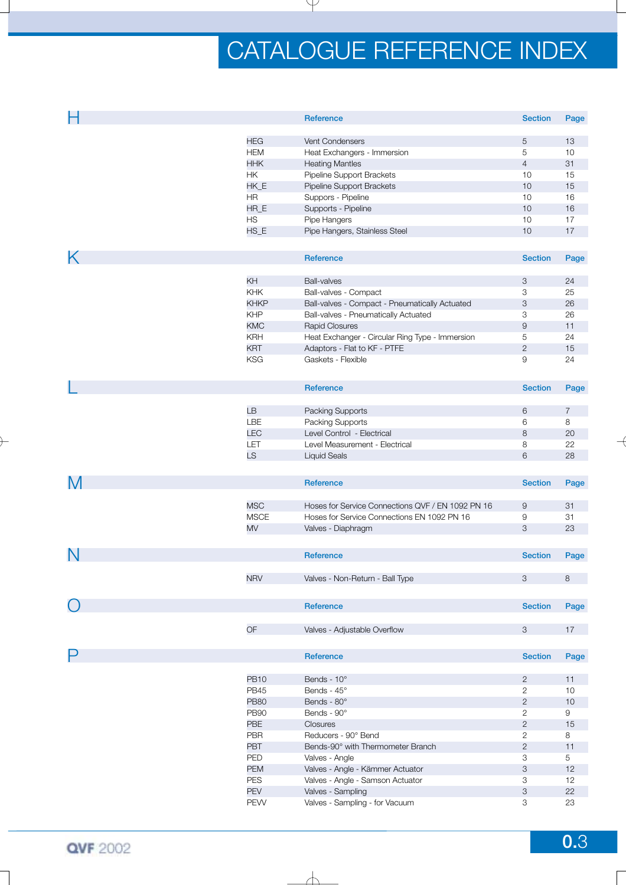# CATALOGUE REFERENCE INDEX

## H

| | Reference | Section | Page |
|---|---|---|---|
| HEG | Vent Condensers | 5 | 13 |
| HEM | Heat Exchangers - Immersion | 5 | 10 |
| HHK | Heating Mantles | 4 | 31 |
| HK | Pipeline Support Brackets | 10 | 15 |
| HK_E | Pipeline Support Brackets | 10 | 15 |
| HR | Suppors - Pipeline | 10 | 16 |
| HR_E | Supports - Pipeline | 10 | 16 |
| HS | Pipe Hangers | 10 | 17 |
| HS_E | Pipe Hangers, Stainless Steel | 10 | 17 |

## K

| | Reference | Section | Page |
|---|---|---|---|
| KH | Ball-valves | 3 | 24 |
| KHK | Ball-valves - Compact | 3 | 25 |
| KHKP | Ball-valves - Compact - Pneumatically Actuated | 3 | 26 |
| KHP | Ball-valves - Pneumatically Actuated | 3 | 26 |
| KMC | Rapid Closures | 9 | 11 |
| KRH | Heat Exchanger - Circular Ring Type - Immersion | 5 | 24 |
| KRT | Adaptors - Flat to KF - PTFE | 2 | 15 |
| KSG | Gaskets - Flexible | 9 | 24 |

## L

| | Reference | Section | Page |
|---|---|---|---|
| LB | Packing Supports | 6 | 7 |
| LBE | Packing Supports | 6 | 8 |
| LEC | Level Control - Electrical | 8 | 20 |
| LET | Level Measurement - Electrical | 8 | 22 |
| LS | Liquid Seals | 6 | 28 |

## M

| | Reference | Section | Page |
|---|---|---|---|
| MSC | Hoses for Service Connections QVF / EN 1092 PN 16 | 9 | 31 |
| MSCE | Hoses for Service Connections EN 1092 PN 16 | 9 | 31 |
| MV | Valves - Diaphragm | 3 | 23 |

## N

| | Reference | Section | Page |
|---|---|---|---|
| NRV | Valves - Non-Return - Ball Type | 3 | 8 |

## O

| | Reference | Section | Page |
|---|---|---|---|
| OF | Valves - Adjustable Overflow | 3 | 17 |

## P

| | Reference | Section | Page |
|---|---|---|---|
| PB10 | Bends - 10° | 2 | 11 |
| PB45 | Bends - 45° | 2 | 10 |
| PB80 | Bends - 80° | 2 | 10 |
| PB90 | Bends - 90° | 2 | 9 |
| PBE | Closures | 2 | 15 |
| PBR | Reducers - 90° Bend | 2 | 8 |
| PBT | Bends-90° with Thermometer Branch | 2 | 11 |
| PED | Valves - Angle | 3 | 5 |
| PEM | Valves - Angle - Kämmer Actuator | 3 | 12 |
| PES | Valves - Angle - Samson Actuator | 3 | 12 |
| PEV | Valves - Sampling | 3 | 22 |
| PEVV | Valves - Sampling - for Vacuum | 3 | 23 |

QVF 2002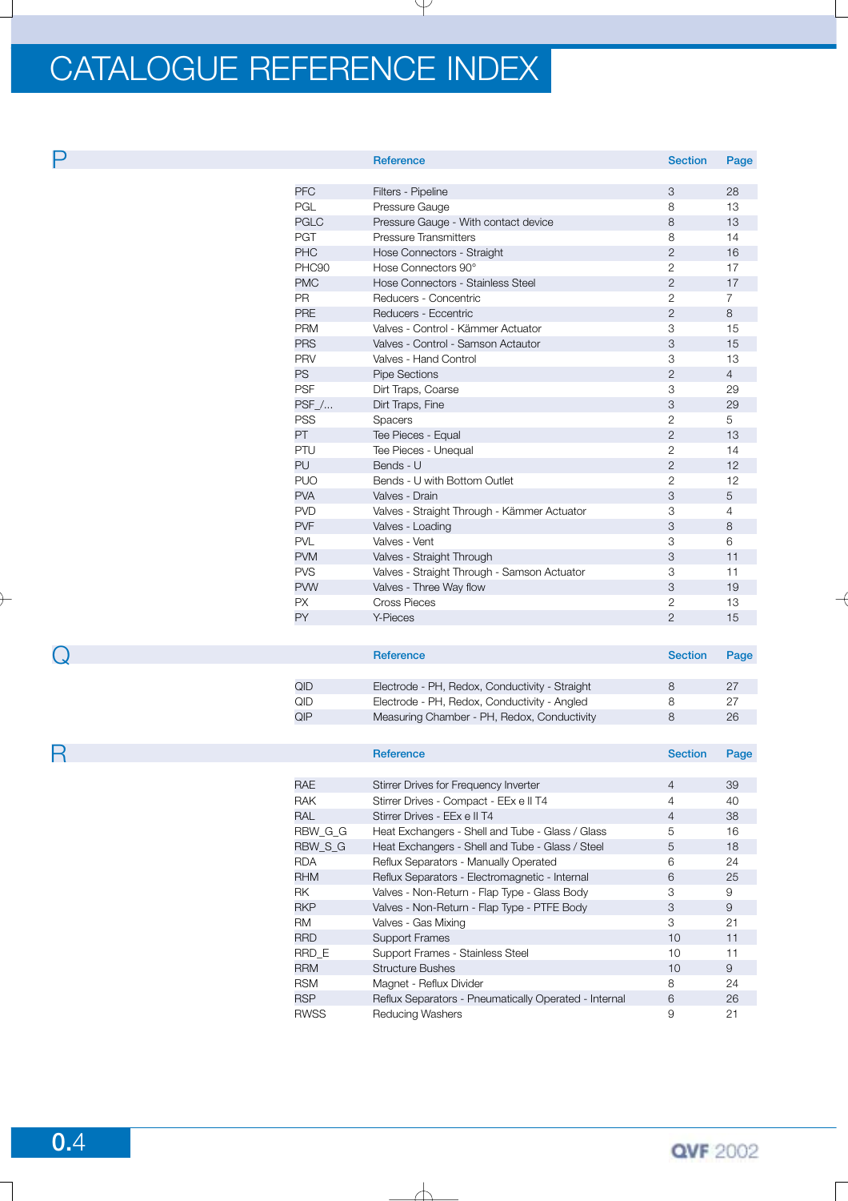# CATALOGUE REFERENCE INDEX

## P

| | Reference | Section | Page |
|---|---|---|---|
| PFC | Filters - Pipeline | 3 | 28 |
| PGL | Pressure Gauge | 8 | 13 |
| PGLC | Pressure Gauge - With contact device | 8 | 13 |
| PGT | Pressure Transmitters | 8 | 14 |
| PHC | Hose Connectors - Straight | 2 | 16 |
| PHC90 | Hose Connectors 90° | 2 | 17 |
| PMC | Hose Connectors - Stainless Steel | 2 | 17 |
| PR | Reducers - Concentric | 2 | 7 |
| PRE | Reducers - Eccentric | 2 | 8 |
| PRM | Valves - Control - Kämmer Actuator | 3 | 15 |
| PRS | Valves - Control - Samson Actautor | 3 | 15 |
| PRV | Valves - Hand Control | 3 | 13 |
| PS | Pipe Sections | 2 | 4 |
| PSF | Dirt Traps, Coarse | 3 | 29 |
| PSF_/... | Dirt Traps, Fine | 3 | 29 |
| PSS | Spacers | 2 | 5 |
| PT | Tee Pieces - Equal | 2 | 13 |
| PTU | Tee Pieces - Unequal | 2 | 14 |
| PU | Bends - U | 2 | 12 |
| PUO | Bends - U with Bottom Outlet | 2 | 12 |
| PVA | Valves - Drain | 3 | 5 |
| PVD | Valves - Straight Through - Kämmer Actuator | 3 | 4 |
| PVF | Valves - Loading | 3 | 8 |
| PVL | Valves - Vent | 3 | 6 |
| PVM | Valves - Straight Through | 3 | 11 |
| PVS | Valves - Straight Through - Samson Actuator | 3 | 11 |
| PVW | Valves - Three Way flow | 3 | 19 |
| PX | Cross Pieces | 2 | 13 |
| PY | Y-Pieces | 2 | 15 |

## Q

| | Reference | Section | Page |
|---|---|---|---|
| QID | Electrode - PH, Redox, Conductivity - Straight | 8 | 27 |
| QID | Electrode - PH, Redox, Conductivity - Angled | 8 | 27 |
| QIP | Measuring Chamber - PH, Redox, Conductivity | 8 | 26 |

## R

| | Reference | Section | Page |
|---|---|---|---|
| RAE | Stirrer Drives for Frequency Inverter | 4 | 39 |
| RAK | Stirrer Drives - Compact - EEx e II T4 | 4 | 40 |
| RAL | Stirrer Drives - EEx e II T4 | 4 | 38 |
| RBW_G_G | Heat Exchangers - Shell and Tube - Glass / Glass | 5 | 16 |
| RBW_S_G | Heat Exchangers - Shell and Tube - Glass / Steel | 5 | 18 |
| RDA | Reflux Separators - Manually Operated | 6 | 24 |
| RHM | Reflux Separators - Electromagnetic - Internal | 6 | 25 |
| RK | Valves - Non-Return - Flap Type - Glass Body | 3 | 9 |
| RKP | Valves - Non-Return - Flap Type - PTFE Body | 3 | 9 |
| RM | Valves - Gas Mixing | 3 | 21 |
| RRD | Support Frames | 10 | 11 |
| RRD_E | Support Frames - Stainless Steel | 10 | 11 |
| RRM | Structure Bushes | 10 | 9 |
| RSM | Magnet - Reflux Divider | 8 | 24 |
| RSP | Reflux Separators - Pneumatically Operated - Internal | 6 | 26 |
| RWSS | Reducing Washers | 9 | 21 |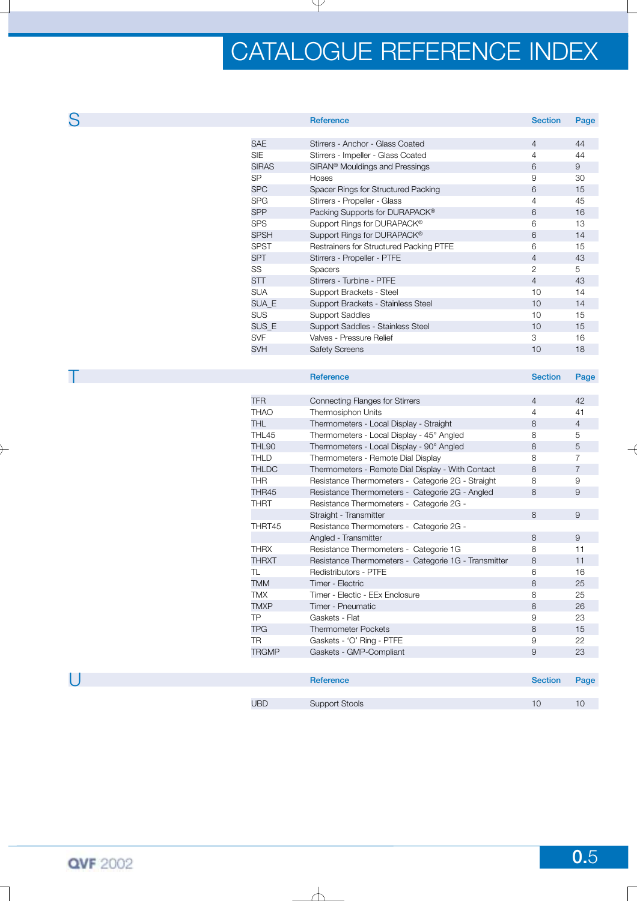# CATALOGUE REFERENCE INDEX

## S

| | Reference | Section | Page |
|---|---|---|---|
| SAE | Stirrers - Anchor - Glass Coated | 4 | 44 |
| SIE | Stirrers - Impeller - Glass Coated | 4 | 44 |
| SIRAS | SIRAN® Mouldings and Pressings | 6 | 9 |
| SP | Hoses | 9 | 30 |
| SPC | Spacer Rings for Structured Packing | 6 | 15 |
| SPG | Stirrers - Propeller - Glass | 4 | 45 |
| SPP | Packing Supports for DURAPACK® | 6 | 16 |
| SPS | Support Rings for DURAPACK® | 6 | 13 |
| SPSH | Support Rings for DURAPACK® | 6 | 14 |
| SPST | Restrainers for Structured Packing PTFE | 6 | 15 |
| SPT | Stirrers - Propeller - PTFE | 4 | 43 |
| SS | Spacers | 2 | 5 |
| STT | Stirrers - Turbine - PTFE | 4 | 43 |
| SUA | Support Brackets - Steel | 10 | 14 |
| SUA_E | Support Brackets - Stainless Steel | 10 | 14 |
| SUS | Support Saddles | 10 | 15 |
| SUS_E | Support Saddles - Stainless Steel | 10 | 15 |
| SVF | Valves - Pressure Relief | 3 | 16 |
| SVH | Safety Screens | 10 | 18 |

## T

| | Reference | Section | Page |
|---|---|---|---|
| TFR | Connecting Flanges for Stirrers | 4 | 42 |
| THAO | Thermosiphon Units | 4 | 41 |
| THL | Thermometers - Local Display - Straight | 8 | 4 |
| THL45 | Thermometers - Local Display - 45° Angled | 8 | 5 |
| THL90 | Thermometers - Local Display - 90° Angled | 8 | 5 |
| THLD | Thermometers - Remote Dial Display | 8 | 7 |
| THLDC | Thermometers - Remote Dial Display - With Contact | 8 | 7 |
| THR | Resistance Thermometers - Categorie 2G - Straight | 8 | 9 |
| THR45 | Resistance Thermometers - Categorie 2G - Angled | 8 | 9 |
| THRT | Resistance Thermometers - Categorie 2G - Straight - Transmitter | 8 | 9 |
| THRT45 | Resistance Thermometers - Categorie 2G - Angled - Transmitter | 8 | 9 |
| THRX | Resistance Thermometers - Categorie 1G | 8 | 11 |
| THRXT | Resistance Thermometers - Categorie 1G - Transmitter | 8 | 11 |
| TL | Redistributors - PTFE | 6 | 16 |
| TMM | Timer - Electric | 8 | 25 |
| TMX | Timer - Electic - EEx Enclosure | 8 | 25 |
| TMXP | Timer - Pneumatic | 8 | 26 |
| TP | Gaskets - Flat | 9 | 23 |
| TPG | Thermometer Pockets | 8 | 15 |
| TR | Gaskets - 'O' Ring - PTFE | 9 | 22 |
| TRGMP | Gaskets - GMP-Compliant | 9 | 23 |

## U

| | Reference | Section | Page |
|---|---|---|---|
| UBD | Support Stools | 10 | 10 |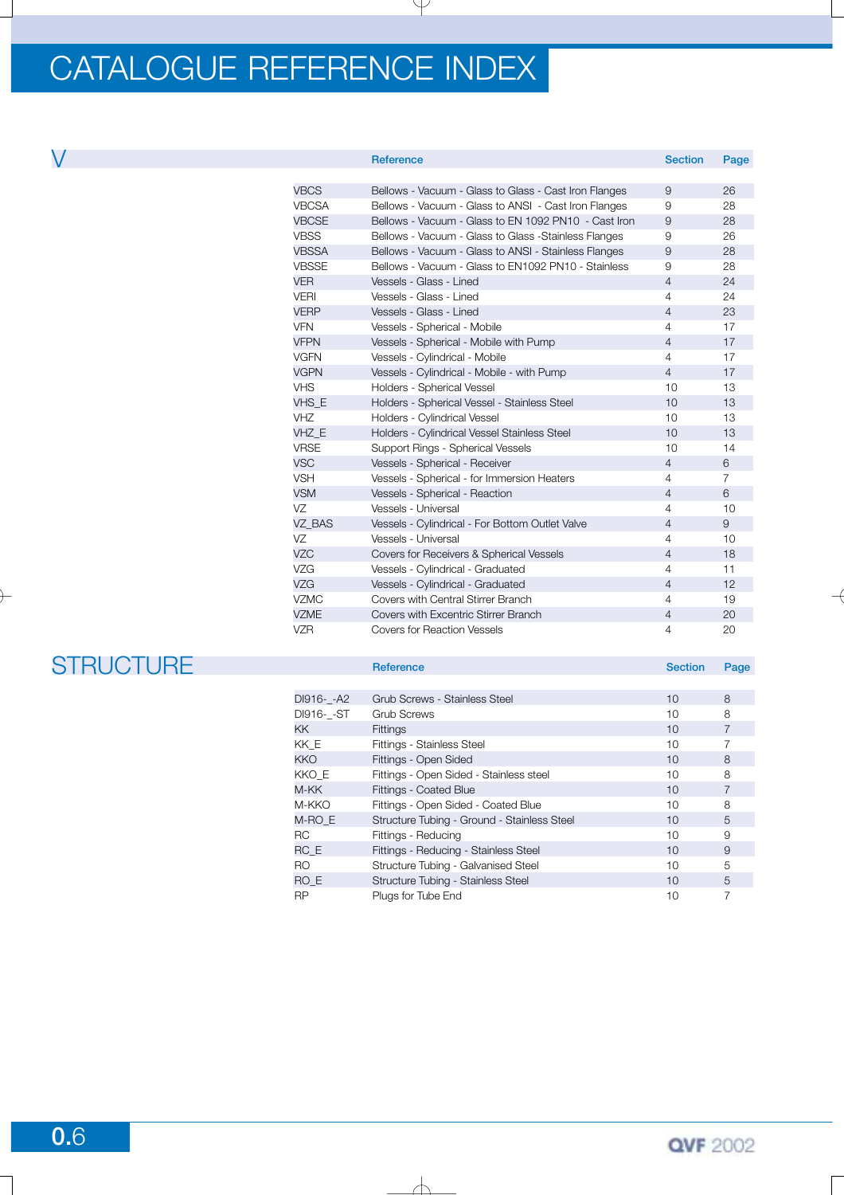# CATALOGUE REFERENCE INDEX

## V

| | Reference | Section | Page |
|---|---|---|---|
| VBCS | Bellows - Vacuum - Glass to Glass - Cast Iron Flanges | 9 | 26 |
| VBCSA | Bellows - Vacuum - Glass to ANSI - Cast Iron Flanges | 9 | 28 |
| VBCSE | Bellows - Vacuum - Glass to EN 1092 PN10 - Cast Iron | 9 | 28 |
| VBSS | Bellows - Vacuum - Glass to Glass -Stainless Flanges | 9 | 26 |
| VBSSA | Bellows - Vacuum - Glass to ANSI - Stainless Flanges | 9 | 28 |
| VBSSE | Bellows - Vacuum - Glass to EN1092 PN10 - Stainless | 9 | 28 |
| VER | Vessels - Glass - Lined | 4 | 24 |
| VERI | Vessels - Glass - Lined | 4 | 24 |
| VERP | Vessels - Glass - Lined | 4 | 23 |
| VFN | Vessels - Spherical - Mobile | 4 | 17 |
| VFPN | Vessels - Spherical - Mobile with Pump | 4 | 17 |
| VGFN | Vessels - Cylindrical - Mobile | 4 | 17 |
| VGPN | Vessels - Cylindrical - Mobile - with Pump | 4 | 17 |
| VHS | Holders - Spherical Vessel | 10 | 13 |
| VHS_E | Holders - Spherical Vessel - Stainless Steel | 10 | 13 |
| VHZ | Holders - Cylindrical Vessel | 10 | 13 |
| VHZ_E | Holders - Cylindrical Vessel Stainless Steel | 10 | 13 |
| VRSE | Support Rings - Spherical Vessels | 10 | 14 |
| VSC | Vessels - Spherical - Receiver | 4 | 6 |
| VSH | Vessels - Spherical - for Immersion Heaters | 4 | 7 |
| VSM | Vessels - Spherical - Reaction | 4 | 6 |
| VZ | Vessels - Universal | 4 | 10 |
| VZ_BAS | Vessels - Cylindrical - For Bottom Outlet Valve | 4 | 9 |
| VZ | Vessels - Universal | 4 | 10 |
| VZC | Covers for Receivers & Spherical Vessels | 4 | 18 |
| VZG | Vessels - Cylindrical - Graduated | 4 | 11 |
| VZG | Vessels - Cylindrical - Graduated | 4 | 12 |
| VZMC | Covers with Central Stirrer Branch | 4 | 19 |
| VZME | Covers with Excentric Stirrer Branch | 4 | 20 |
| VZR | Covers for Reaction Vessels | 4 | 20 |

## STRUCTURE

| | Reference | Section | Page |
|---|---|---|---|
| DI916-_-A2 | Grub Screws - Stainless Steel | 10 | 8 |
| DI916-_-ST | Grub Screws | 10 | 8 |
| KK | Fittings | 10 | 7 |
| KK_E | Fittings - Stainless Steel | 10 | 7 |
| KKO | Fittings - Open Sided | 10 | 8 |
| KKO_E | Fittings - Open Sided - Stainless steel | 10 | 8 |
| M-KK | Fittings - Coated Blue | 10 | 7 |
| M-KKO | Fittings - Open Sided - Coated Blue | 10 | 8 |
| M-RO_E | Structure Tubing - Ground - Stainless Steel | 10 | 5 |
| RC | Fittings - Reducing | 10 | 9 |
| RC_E | Fittings - Reducing - Stainless Steel | 10 | 9 |
| RO | Structure Tubing - Galvanised Steel | 10 | 5 |
| RO_E | Structure Tubing - Stainless Steel | 10 | 5 |
| RP | Plugs for Tube End | 10 | 7 |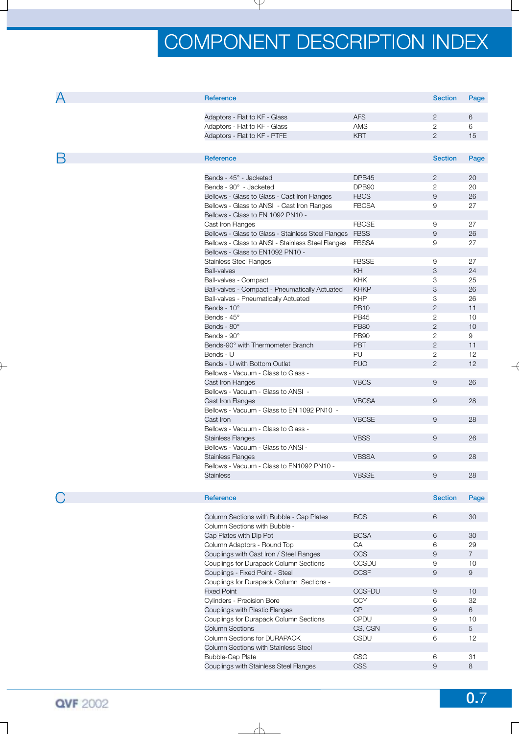# COMPONENT DESCRIPTION INDEX

## A

| Reference | | Section | Page |
|---|---|---|---|
| Adaptors - Flat to KF - Glass | AFS | 2 | 6 |
| Adaptors - Flat to KF - Glass | AMS | 2 | 6 |
| Adaptors - Flat to KF - PTFE | KRT | 2 | 15 |

## B

| Reference | | Section | Page |
|---|---|---|---|
| Bends - 45° - Jacketed | DPB45 | 2 | 20 |
| Bends - 90° - Jacketed | DPB90 | 2 | 20 |
| Bellows - Glass to Glass - Cast Iron Flanges | FBCS | 9 | 26 |
| Bellows - Glass to ANSI - Cast Iron Flanges | FBCSA | 9 | 27 |
| Bellows - Glass to EN 1092 PN10 - Cast Iron Flanges | FBCSE | 9 | 27 |
| Bellows - Glass to Glass - Stainless Steel Flanges | FBSS | 9 | 26 |
| Bellows - Glass to ANSI - Stainless Steel Flanges | FBSSA | 9 | 27 |
| Bellows - Glass to EN1092 PN10 - Stainless Steel Flanges | FBSSE | 9 | 27 |
| Ball-valves | KH | 3 | 24 |
| Ball-valves - Compact | KHK | 3 | 25 |
| Ball-valves - Compact - Pneumatically Actuated | KHKP | 3 | 26 |
| Ball-valves - Pneumatically Actuated | KHP | 3 | 26 |
| Bends - 10° | PB10 | 2 | 11 |
| Bends - 45° | PB45 | 2 | 10 |
| Bends - 80° | PB80 | 2 | 10 |
| Bends - 90° | PB90 | 2 | 9 |
| Bends-90° with Thermometer Branch | PBT | 2 | 11 |
| Bends - U | PU | 2 | 12 |
| Bends - U with Bottom Outlet | PUO | 2 | 12 |
| Bellows - Vacuum - Glass to Glass - Cast Iron Flanges | VBCS | 9 | 26 |
| Bellows - Vacuum - Glass to ANSI - Cast Iron Flanges | VBCSA | 9 | 28 |
| Bellows - Vacuum - Glass to EN 1092 PN10 - Cast Iron | VBCSE | 9 | 28 |
| Bellows - Vacuum - Glass to Glass - Stainless Flanges | VBSS | 9 | 26 |
| Bellows - Vacuum - Glass to ANSI - Stainless Flanges | VBSSA | 9 | 28 |
| Bellows - Vacuum - Glass to EN1092 PN10 - Stainless | VBSSE | 9 | 28 |

## C

| Reference | | Section | Page |
|---|---|---|---|
| Column Sections with Bubble - Cap Plates | BCS | 6 | 30 |
| Column Sections with Bubble - Cap Plates with Dip Pot | BCSA | 6 | 30 |
| Column Adaptors - Round Top | CA | 6 | 29 |
| Couplings with Cast Iron / Steel Flanges | CCS | 9 | 7 |
| Couplings for Durapack Column Sections | CCSDU | 9 | 10 |
| Couplings - Fixed Point - Steel | CCSF | 9 | 9 |
| Couplings for Durapack Column Sections - Fixed Point | CCSFDU | 9 | 10 |
| Cylinders - Precision Bore | CCY | 6 | 32 |
| Couplings with Plastic Flanges | CP | 9 | 6 |
| Couplings for Durapack Column Sections | CPDU | 9 | 10 |
| Column Sections | CS, CSN | 6 | 5 |
| Column Sections for DURAPACK | CSDU | 6 | 12 |
| Column Sections with Stainless Steel Bubble-Cap Plate | CSG | 6 | 31 |
| Couplings with Stainless Steel Flanges | CSS | 9 | 8 |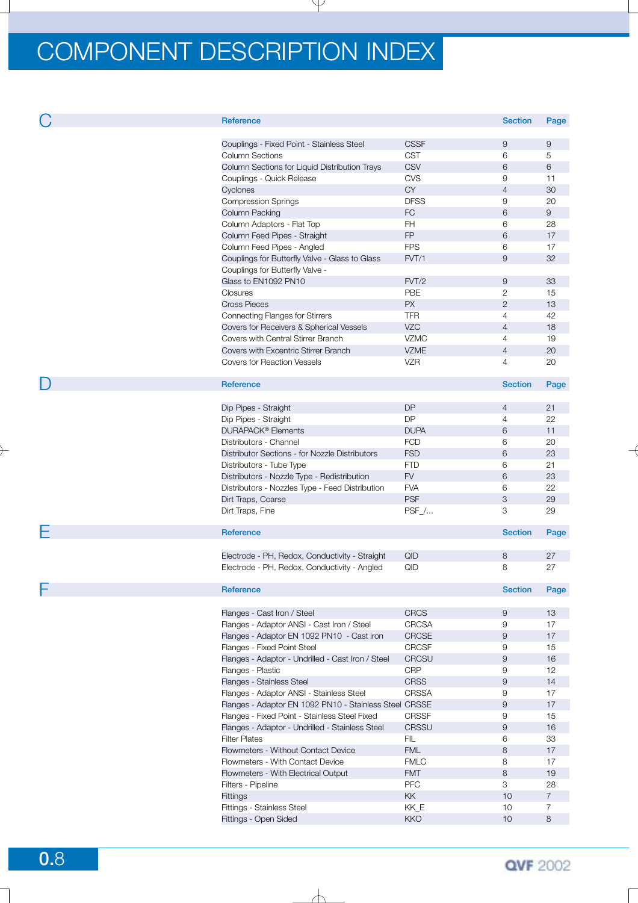# COMPONENT DESCRIPTION INDEX

## C

| Reference | | Section | Page |
|---|---|---|---|
| Couplings - Fixed Point - Stainless Steel | CSSF | 9 | 9 |
| Column Sections | CST | 6 | 5 |
| Column Sections for Liquid Distribution Trays | CSV | 6 | 6 |
| Couplings - Quick Release | CVS | 9 | 11 |
| Cyclones | CY | 4 | 30 |
| Compression Springs | DFSS | 9 | 20 |
| Column Packing | FC | 6 | 9 |
| Column Adaptors - Flat Top | FH | 6 | 28 |
| Column Feed Pipes - Straight | FP | 6 | 17 |
| Column Feed Pipes - Angled | FPS | 6 | 17 |
| Couplings for Butterfly Valve - Glass to Glass | FVT/1 | 9 | 32 |
| Couplings for Butterfly Valve - Glass to EN1092 PN10 | FVT/2 | 9 | 33 |
| Closures | PBE | 2 | 15 |
| Cross Pieces | PX | 2 | 13 |
| Connecting Flanges for Stirrers | TFR | 4 | 42 |
| Covers for Receivers & Spherical Vessels | VZC | 4 | 18 |
| Covers with Central Stirrer Branch | VZMC | 4 | 19 |
| Covers with Excentric Stirrer Branch | VZME | 4 | 20 |
| Covers for Reaction Vessels | VZR | 4 | 20 |

## D

| Reference | | Section | Page |
|---|---|---|---|
| Dip Pipes - Straight | DP | 4 | 21 |
| Dip Pipes - Straight | DP | 4 | 22 |
| DURAPACK® Elements | DUPA | 6 | 11 |
| Distributors - Channel | FCD | 6 | 20 |
| Distributor Sections - for Nozzle Distributors | FSD | 6 | 23 |
| Distributors - Tube Type | FTD | 6 | 21 |
| Distributors - Nozzle Type - Redistribution | FV | 6 | 23 |
| Distributors - Nozzles Type - Feed Distribution | FVA | 6 | 22 |
| Dirt Traps, Coarse | PSF | 3 | 29 |
| Dirt Traps, Fine | PSF_/... | 3 | 29 |

## E

| Reference | | Section | Page |
|---|---|---|---|
| Electrode - PH, Redox, Conductivity - Straight | QID | 8 | 27 |
| Electrode - PH, Redox, Conductivity - Angled | QID | 8 | 27 |

## F

| Reference | | Section | Page |
|---|---|---|---|
| Flanges - Cast Iron / Steel | CRCS | 9 | 13 |
| Flanges - Adaptor ANSI - Cast Iron / Steel | CRCSA | 9 | 17 |
| Flanges - Adaptor EN 1092 PN10 - Cast iron | CRCSE | 9 | 17 |
| Flanges - Fixed Point Steel | CRCSF | 9 | 15 |
| Flanges - Adaptor - Undrilled - Cast Iron / Steel | CRCSU | 9 | 16 |
| Flanges - Plastic | CRP | 9 | 12 |
| Flanges - Stainless Steel | CRSS | 9 | 14 |
| Flanges - Adaptor ANSI - Stainless Steel | CRSSA | 9 | 17 |
| Flanges - Adaptor EN 1092 PN10 - Stainless Steel | CRSSE | 9 | 17 |
| Flanges - Fixed Point - Stainless Steel Fixed | CRSSF | 9 | 15 |
| Flanges - Adaptor - Undrilled - Stainless Steel | CRSSU | 9 | 16 |
| Filter Plates | FIL | 6 | 33 |
| Flowmeters - Without Contact Device | FML | 8 | 17 |
| Flowmeters - With Contact Device | FMLC | 8 | 17 |
| Flowmeters - With Electrical Output | FMT | 8 | 19 |
| Filters - Pipeline | PFC | 3 | 28 |
| Fittings | KK | 10 | 7 |
| Fittings - Stainless Steel | KK_E | 10 | 7 |
| Fittings - Open Sided | KKO | 10 | 8 |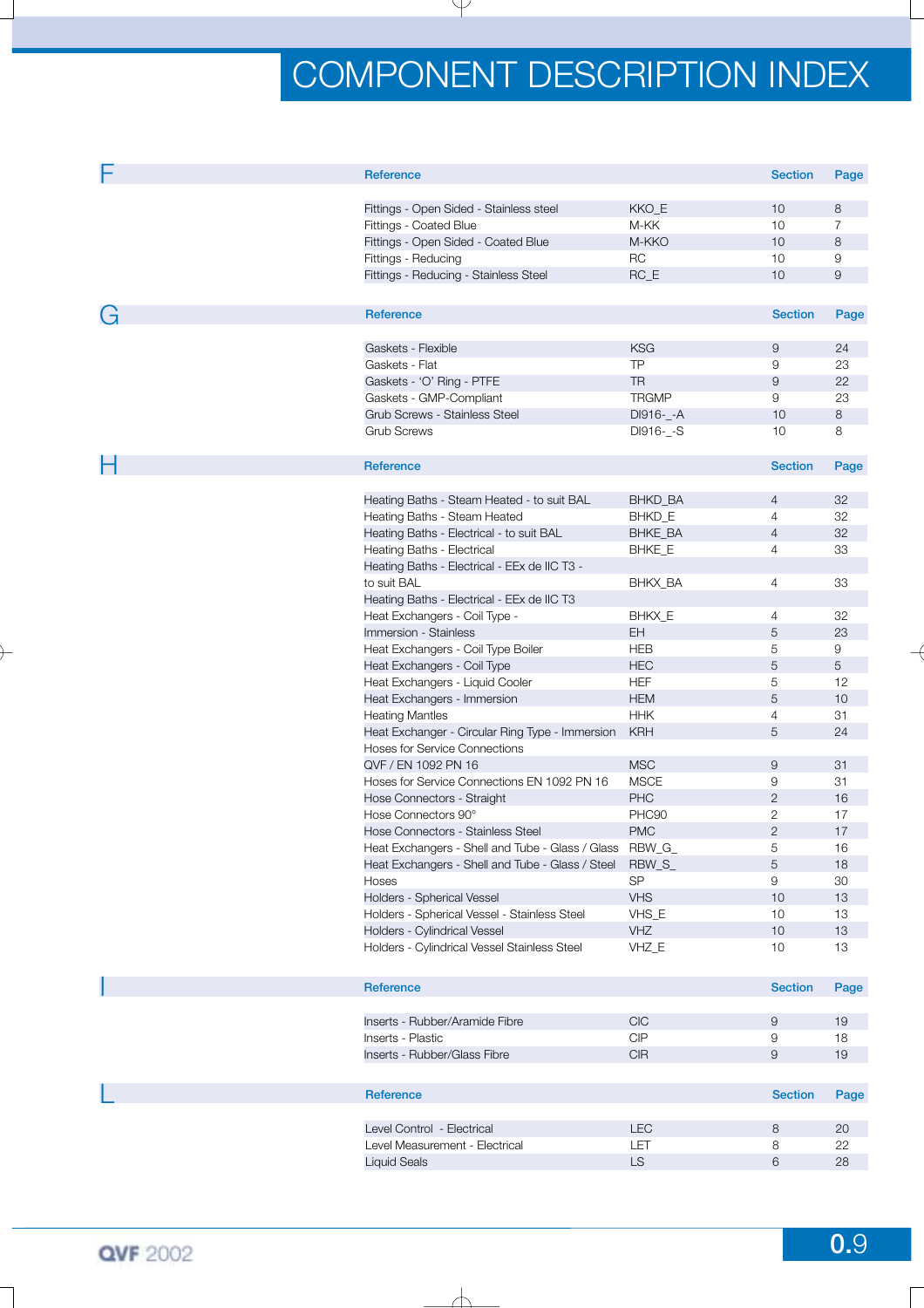# COMPONENT DESCRIPTION INDEX

## F

| Reference | | Section | Page |
|---|---|---|---|
| Fittings - Open Sided - Stainless steel | KKO_E | 10 | 8 |
| Fittings - Coated Blue | M-KK | 10 | 7 |
| Fittings - Open Sided - Coated Blue | M-KKO | 10 | 8 |
| Fittings - Reducing | RC | 10 | 9 |
| Fittings - Reducing - Stainless Steel | RC_E | 10 | 9 |

## G

| Reference | | Section | Page |
|---|---|---|---|
| Gaskets - Flexible | KSG | 9 | 24 |
| Gaskets - Flat | TP | 9 | 23 |
| Gaskets - ‘O’ Ring - PTFE | TR | 9 | 22 |
| Gaskets - GMP-Compliant | TRGMP | 9 | 23 |
| Grub Screws - Stainless Steel | DI916-_-A | 10 | 8 |
| Grub Screws | DI916-_-S | 10 | 8 |

## H

| Reference | | Section | Page |
|---|---|---|---|
| Heating Baths - Steam Heated - to suit BAL | BHKD_BA | 4 | 32 |
| Heating Baths - Steam Heated | BHKD_E | 4 | 32 |
| Heating Baths - Electrical - to suit BAL | BHKE_BA | 4 | 32 |
| Heating Baths - Electrical | BHKE_E | 4 | 33 |
| Heating Baths - Electrical - EEx de IIC T3 - to suit BAL | BHKX_BA | 4 | 33 |
| Heating Baths - Electrical - EEx de IIC T3 | BHKX_E | 4 | 32 |
| Heat Exchangers - Coil Type - Immersion - Stainless | EH | 5 | 23 |
| Heat Exchangers - Coil Type Boiler | HEB | 5 | 9 |
| Heat Exchangers - Coil Type | HEC | 5 | 5 |
| Heat Exchangers - Liquid Cooler | HEF | 5 | 12 |
| Heat Exchangers - Immersion | HEM | 5 | 10 |
| Heating Mantles | HHK | 4 | 31 |
| Heat Exchanger - Circular Ring Type - Immersion | KRH | 5 | 24 |
| Hoses for Service Connections QVF / EN 1092 PN 16 | MSC | 9 | 31 |
| Hoses for Service Connections EN 1092 PN 16 | MSCE | 9 | 31 |
| Hose Connectors - Straight | PHC | 2 | 16 |
| Hose Connectors 90° | PHC90 | 2 | 17 |
| Hose Connectors - Stainless Steel | PMC | 2 | 17 |
| Heat Exchangers - Shell and Tube - Glass / Glass | RBW_G_ | 5 | 16 |
| Heat Exchangers - Shell and Tube - Glass / Steel | RBW_S_ | 5 | 18 |
| Hoses | SP | 9 | 30 |
| Holders - Spherical Vessel | VHS | 10 | 13 |
| Holders - Spherical Vessel - Stainless Steel | VHS_E | 10 | 13 |
| Holders - Cylindrical Vessel | VHZ | 10 | 13 |
| Holders - Cylindrical Vessel Stainless Steel | VHZ_E | 10 | 13 |

## I

| Reference | | Section | Page |
|---|---|---|---|
| Inserts - Rubber/Aramide Fibre | CIC | 9 | 19 |
| Inserts - Plastic | CIP | 9 | 18 |
| Inserts - Rubber/Glass Fibre | CIR | 9 | 19 |

## L

| Reference | | Section | Page |
|---|---|---|---|
| Level Control - Electrical | LEC | 8 | 20 |
| Level Measurement - Electrical | LET | 8 | 22 |
| Liquid Seals | LS | 6 | 28 |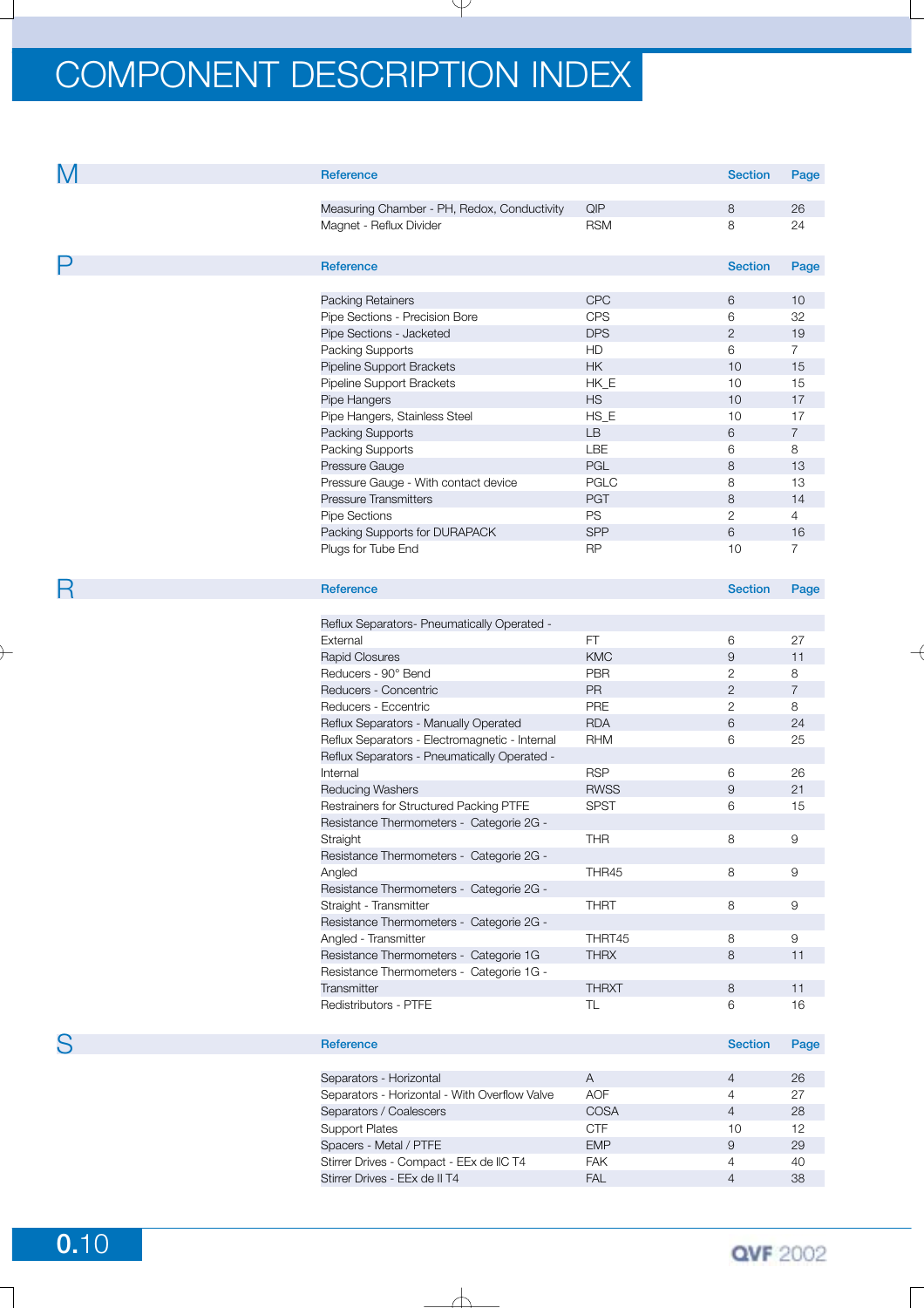# COMPONENT DESCRIPTION INDEX

## M

| Reference | | Section | Page |
|---|---|---|---|
| Measuring Chamber - PH, Redox, Conductivity | QIP | 8 | 26 |
| Magnet - Reflux Divider | RSM | 8 | 24 |

## P

| Reference | | Section | Page |
|---|---|---|---|
| Packing Retainers | CPC | 6 | 10 |
| Pipe Sections - Precision Bore | CPS | 6 | 32 |
| Pipe Sections - Jacketed | DPS | 2 | 19 |
| Packing Supports | HD | 6 | 7 |
| Pipeline Support Brackets | HK | 10 | 15 |
| Pipeline Support Brackets | HK_E | 10 | 15 |
| Pipe Hangers | HS | 10 | 17 |
| Pipe Hangers, Stainless Steel | HS_E | 10 | 17 |
| Packing Supports | LB | 6 | 7 |
| Packing Supports | LBE | 6 | 8 |
| Pressure Gauge | PGL | 8 | 13 |
| Pressure Gauge - With contact device | PGLC | 8 | 13 |
| Pressure Transmitters | PGT | 8 | 14 |
| Pipe Sections | PS | 2 | 4 |
| Packing Supports for DURAPACK | SPP | 6 | 16 |
| Plugs for Tube End | RP | 10 | 7 |

## R

| Reference | | Section | Page |
|---|---|---|---|
| Reflux Separators- Pneumatically Operated - External | FT | 6 | 27 |
| Rapid Closures | KMC | 9 | 11 |
| Reducers - 90° Bend | PBR | 2 | 8 |
| Reducers - Concentric | PR | 2 | 7 |
| Reducers - Eccentric | PRE | 2 | 8 |
| Reflux Separators - Manually Operated | RDA | 6 | 24 |
| Reflux Separators - Electromagnetic - Internal | RHM | 6 | 25 |
| Reflux Separators - Pneumatically Operated - Internal | RSP | 6 | 26 |
| Reducing Washers | RWSS | 9 | 21 |
| Restrainers for Structured Packing PTFE | SPST | 6 | 15 |
| Resistance Thermometers - Categorie 2G - Straight | THR | 8 | 9 |
| Resistance Thermometers - Categorie 2G - Angled | THR45 | 8 | 9 |
| Resistance Thermometers - Categorie 2G - Straight - Transmitter | THRT | 8 | 9 |
| Resistance Thermometers - Categorie 2G - Angled - Transmitter | THRT45 | 8 | 9 |
| Resistance Thermometers - Categorie 1G | THRX | 8 | 11 |
| Resistance Thermometers - Categorie 1G - Transmitter | THRXT | 8 | 11 |
| Redistributors - PTFE | TL | 6 | 16 |

## S

| Reference | | Section | Page |
|---|---|---|---|
| Separators - Horizontal | A | 4 | 26 |
| Separators - Horizontal - With Overflow Valve | AOF | 4 | 27 |
| Separators / Coalescers | COSA | 4 | 28 |
| Support Plates | CTF | 10 | 12 |
| Spacers - Metal / PTFE | EMP | 9 | 29 |
| Stirrer Drives - Compact - EEx de IIC T4 | FAK | 4 | 40 |
| Stirrer Drives - EEx de II T4 | FAL | 4 | 38 |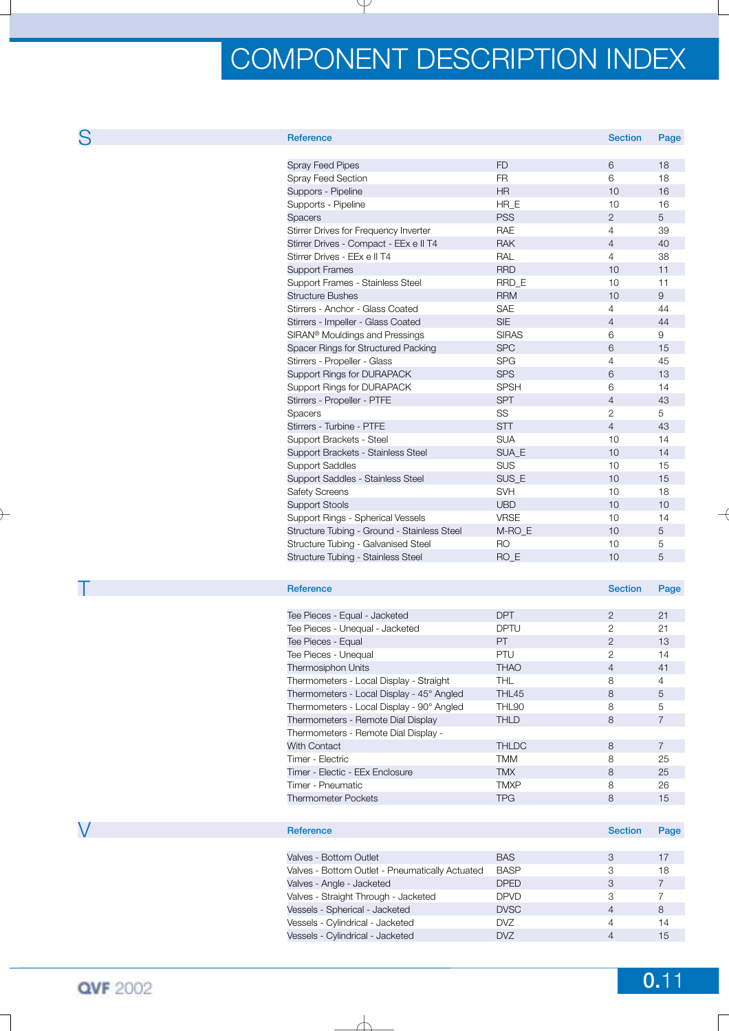# COMPONENT DESCRIPTION INDEX

## S

| Reference | | Section | Page |
|---|---|---|---|
| Spray Feed Pipes | FD | 6 | 18 |
| Spray Feed Section | FR | 6 | 18 |
| Suppors - Pipeline | HR | 10 | 16 |
| Supports - Pipeline | HR_E | 10 | 16 |
| Spacers | PSS | 2 | 5 |
| Stirrer Drives for Frequency Inverter | RAE | 4 | 39 |
| Stirrer Drives - Compact - EEx e II T4 | RAK | 4 | 40 |
| Stirrer Drives - EEx e II T4 | RAL | 4 | 38 |
| Support Frames | RRD | 10 | 11 |
| Support Frames - Stainless Steel | RRD_E | 10 | 11 |
| Structure Bushes | RRM | 10 | 9 |
| Stirrers - Anchor - Glass Coated | SAE | 4 | 44 |
| Stirrers - Impeller - Glass Coated | SIE | 4 | 44 |
| SIRAN® Mouldings and Pressings | SIRAS | 6 | 9 |
| Spacer Rings for Structured Packing | SPC | 6 | 15 |
| Stirrers - Propeller - Glass | SPG | 4 | 45 |
| Support Rings for DURAPACK | SPS | 6 | 13 |
| Support Rings for DURAPACK | SPSH | 6 | 14 |
| Stirrers - Propeller - PTFE | SPT | 4 | 43 |
| Spacers | SS | 2 | 5 |
| Stirrers - Turbine - PTFE | STT | 4 | 43 |
| Support Brackets - Steel | SUA | 10 | 14 |
| Support Brackets - Stainless Steel | SUA_E | 10 | 14 |
| Support Saddles | SUS | 10 | 15 |
| Support Saddles - Stainless Steel | SUS_E | 10 | 15 |
| Safety Screens | SVH | 10 | 18 |
| Support Stools | UBD | 10 | 10 |
| Support Rings - Spherical Vessels | VRSE | 10 | 14 |
| Structure Tubing - Ground - Stainless Steel | M-RO_E | 10 | 5 |
| Structure Tubing - Galvanised Steel | RO | 10 | 5 |
| Structure Tubing - Stainless Steel | RO_E | 10 | 5 |

## T

| Reference | | Section | Page |
|---|---|---|---|
| Tee Pieces - Equal - Jacketed | DPT | 2 | 21 |
| Tee Pieces - Unequal - Jacketed | DPTU | 2 | 21 |
| Tee Pieces - Equal | PT | 2 | 13 |
| Tee Pieces - Unequal | PTU | 2 | 14 |
| Thermosiphon Units | THAO | 4 | 41 |
| Thermometers - Local Display - Straight | THL | 8 | 4 |
| Thermometers - Local Display - 45° Angled | THL45 | 8 | 5 |
| Thermometers - Local Display - 90° Angled | THL90 | 8 | 5 |
| Thermometers - Remote Dial Display | THLD | 8 | 7 |
| Thermometers - Remote Dial Display - With Contact | THLDC | 8 | 7 |
| Timer - Electric | TMM | 8 | 25 |
| Timer - Electic - EEx Enclosure | TMX | 8 | 25 |
| Timer - Pneumatic | TMXP | 8 | 26 |
| Thermometer Pockets | TPG | 8 | 15 |

## V

| Reference | | Section | Page |
|---|---|---|---|
| Valves - Bottom Outlet | BAS | 3 | 17 |
| Valves - Bottom Outlet - Pneumatically Actuated | BASP | 3 | 18 |
| Valves - Angle - Jacketed | DPED | 3 | 7 |
| Valves - Straight Through - Jacketed | DPVD | 3 | 7 |
| Vessels - Spherical - Jacketed | DVSC | 4 | 8 |
| Vessels - Cylindrical - Jacketed | DVZ | 4 | 14 |
| Vessels - Cylindrical - Jacketed | DVZ | 4 | 15 |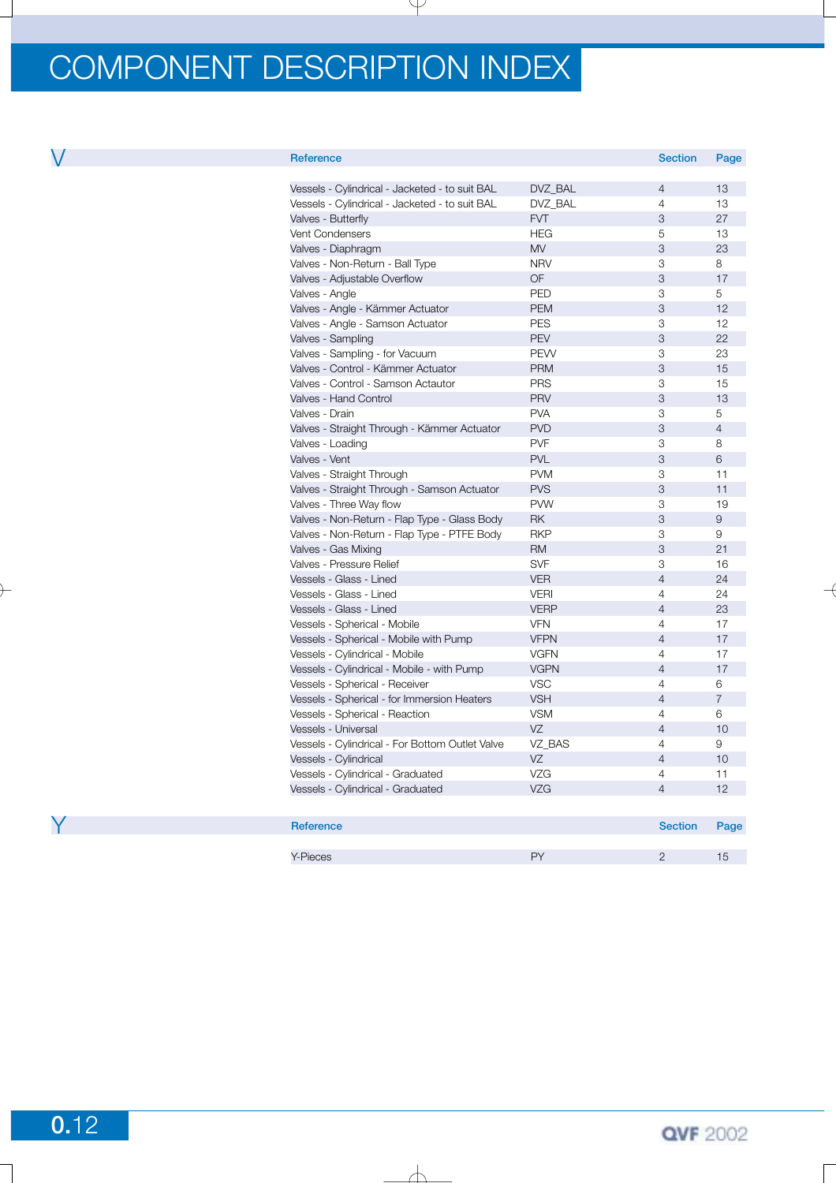# COMPONENT DESCRIPTION INDEX

## V

| Reference | | Section | Page |
|---|---|---|---|
| Vessels - Cylindrical - Jacketed - to suit BAL | DVZ_BAL | 4 | 13 |
| Vessels - Cylindrical - Jacketed - to suit BAL | DVZ_BAL | 4 | 13 |
| Valves - Butterfly | FVT | 3 | 27 |
| Vent Condensers | HEG | 5 | 13 |
| Valves - Diaphragm | MV | 3 | 23 |
| Valves - Non-Return - Ball Type | NRV | 3 | 8 |
| Valves - Adjustable Overflow | OF | 3 | 17 |
| Valves - Angle | PED | 3 | 5 |
| Valves - Angle - Kämmer Actuator | PEM | 3 | 12 |
| Valves - Angle - Samson Actuator | PES | 3 | 12 |
| Valves - Sampling | PEV | 3 | 22 |
| Valves - Sampling - for Vacuum | PEVV | 3 | 23 |
| Valves - Control - Kämmer Actuator | PRM | 3 | 15 |
| Valves - Control - Samson Actautor | PRS | 3 | 15 |
| Valves - Hand Control | PRV | 3 | 13 |
| Valves - Drain | PVA | 3 | 5 |
| Valves - Straight Through - Kämmer Actuator | PVD | 3 | 4 |
| Valves - Loading | PVF | 3 | 8 |
| Valves - Vent | PVL | 3 | 6 |
| Valves - Straight Through | PVM | 3 | 11 |
| Valves - Straight Through - Samson Actuator | PVS | 3 | 11 |
| Valves - Three Way flow | PVW | 3 | 19 |
| Valves - Non-Return - Flap Type - Glass Body | RK | 3 | 9 |
| Valves - Non-Return - Flap Type - PTFE Body | RKP | 3 | 9 |
| Valves - Gas Mixing | RM | 3 | 21 |
| Valves - Pressure Relief | SVF | 3 | 16 |
| Vessels - Glass - Lined | VER | 4 | 24 |
| Vessels - Glass - Lined | VERI | 4 | 24 |
| Vessels - Glass - Lined | VERP | 4 | 23 |
| Vessels - Spherical - Mobile | VFN | 4 | 17 |
| Vessels - Spherical - Mobile with Pump | VFPN | 4 | 17 |
| Vessels - Cylindrical - Mobile | VGFN | 4 | 17 |
| Vessels - Cylindrical - Mobile - with Pump | VGPN | 4 | 17 |
| Vessels - Spherical - Receiver | VSC | 4 | 6 |
| Vessels - Spherical - for Immersion Heaters | VSH | 4 | 7 |
| Vessels - Spherical - Reaction | VSM | 4 | 6 |
| Vessels - Universal | VZ | 4 | 10 |
| Vessels - Cylindrical - For Bottom Outlet Valve | VZ_BAS | 4 | 9 |
| Vessels - Cylindrical | VZ | 4 | 10 |
| Vessels - Cylindrical - Graduated | VZG | 4 | 11 |
| Vessels - Cylindrical - Graduated | VZG | 4 | 12 |

## Y

| Reference | | Section | Page |
|---|---|---|---|
| Y-Pieces | PY | 2 | 15 |

QVF 2002